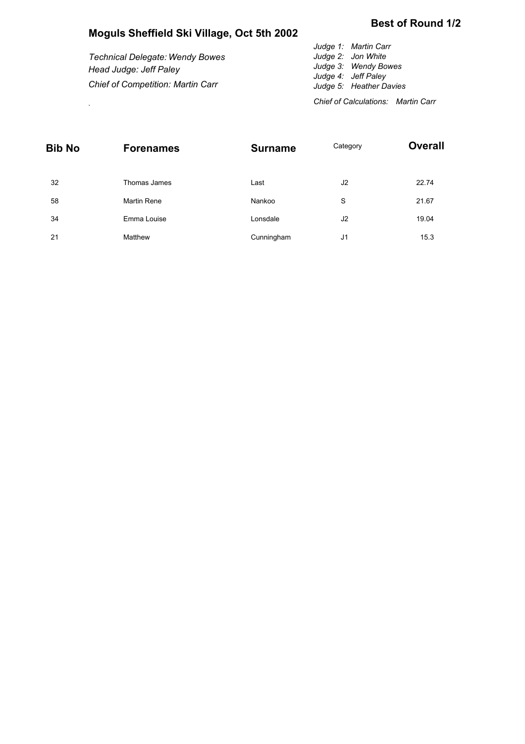# Moguls Sheffield Ski Village, Oct 5th 2002

## Best of Round 1/2

*Technical Delegate: Wendy Bowes*
*Head Judge: Jeff Paley*
*Chief of Competition: Martin Carr*

.

*Judge 1: Martin Carr*
*Judge 2: Jon White*
*Judge 3: Wendy Bowes*
*Judge 4: Jeff Paley*
*Judge 5: Heather Davies*

*Chief of Calculations: Martin Carr*

| Bib No | Forenames | Surname | Category | Overall |
|---|---|---|---|---|
| 32 | Thomas James | Last | J2 | 22.74 |
| 58 | Martin Rene | Nankoo | S | 21.67 |
| 34 | Emma Louise | Lonsdale | J2 | 19.04 |
| 21 | Matthew | Cunningham | J1 | 15.3 |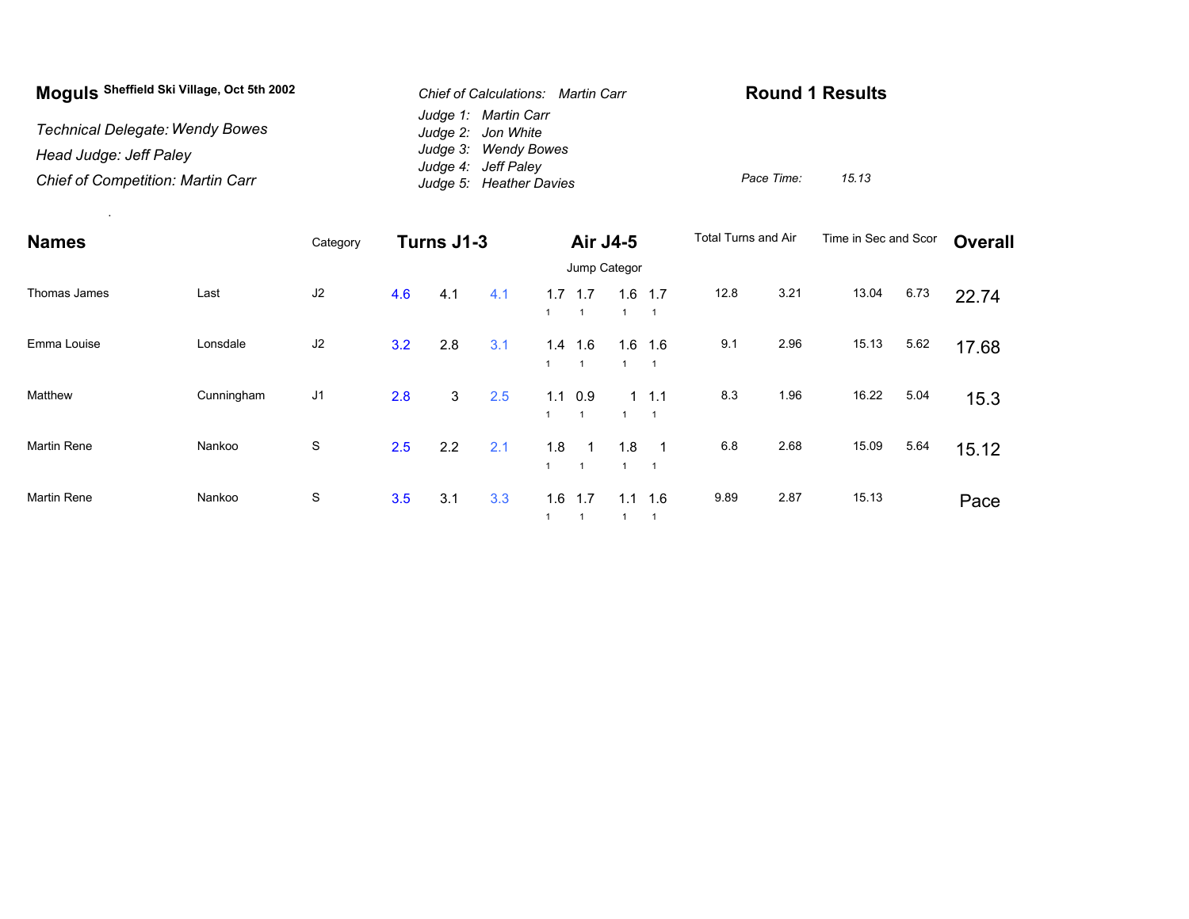**Moguls** Sheffield Ski Village, Oct 5th 2002

*Technical Delegate: Wendy Bowes*

*Head Judge: Jeff Paley*

*Chief of Competition: Martin Carr*

*Chief of Calculations: Martin Carr*

*Judge 1: Martin Carr*
*Judge 2: Jon White*
*Judge 3: Wendy Bowes*
*Judge 4: Jeff Paley*
*Judge 5: Heather Davies*

## Round 1 Results

*Pace Time: 15.13*

| Names | | Category | Turns J1-3 | | | Air J4-5 | | | | Total Turns and Air | | Time in Sec and Scor | | Overall |
|---|---|---|---|---|---|---|---|---|---|---|---|---|---|---|
| | | | | | | Jump Categor | | | | | | | | |
| Thomas James | Last | J2 | 4.6 | 4.1 | 4.1 | 1.7 (1) | 1.7 (1) | 1.6 (1) | 1.7 (1) | 12.8 | 3.21 | 13.04 | 6.73 | 22.74 |
| Emma Louise | Lonsdale | J2 | 3.2 | 2.8 | 3.1 | 1.4 (1) | 1.6 (1) | 1.6 (1) | 1.6 (1) | 9.1 | 2.96 | 15.13 | 5.62 | 17.68 |
| Matthew | Cunningham | J1 | 2.8 | 3 | 2.5 | 1.1 (1) | 0.9 (1) | 1 (1) | 1.1 (1) | 8.3 | 1.96 | 16.22 | 5.04 | 15.3 |
| Martin Rene | Nankoo | S | 2.5 | 2.2 | 2.1 | 1.8 (1) | 1 (1) | 1.8 (1) | 1 (1) | 6.8 | 2.68 | 15.09 | 5.64 | 15.12 |
| Martin Rene | Nankoo | S | 3.5 | 3.1 | 3.3 | 1.6 (1) | 1.7 (1) | 1.1 (1) | 1.6 (1) | 9.89 | 2.87 | 15.13 | | Pace |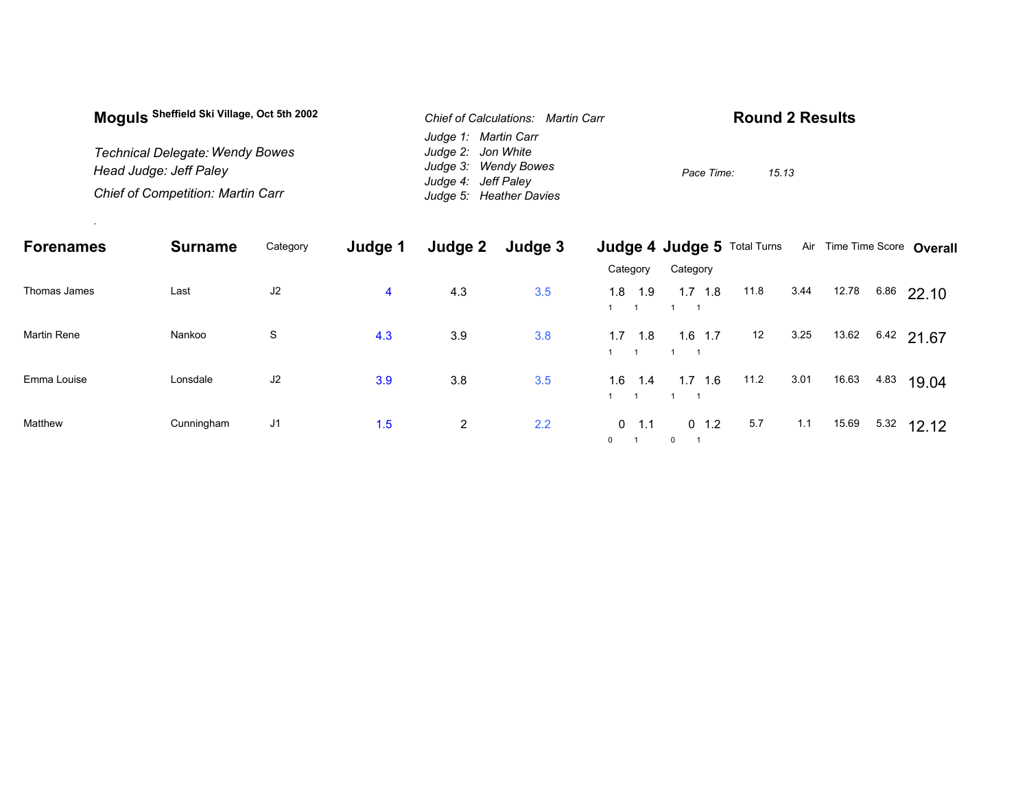**Moguls** Sheffield Ski Village, Oct 5th 2002

*Technical Delegate: Wendy Bowes*
*Head Judge: Jeff Paley*
*Chief of Competition: Martin Carr*

*Chief of Calculations: Martin Carr*
*Judge 1: Martin Carr*
*Judge 2: Jon White*
*Judge 3: Wendy Bowes*
*Judge 4: Jeff Paley*
*Judge 5: Heather Davies*

## Round 2 Results

*Pace Time: 15.13*

.

| Forenames | Surname | Category | Judge 1 | Judge 2 | Judge 3 | Judge 4 Category | | Judge 5 Category | | Total Turns | Air | Time | Time Score | Overall |
|---|---|---|---|---|---|---|---|---|---|---|---|---|---|---|
| Thomas James | Last | J2 | 4 | 4.3 | 3.5 | 1.8 1 | 1.9 1 | 1.7 1 | 1.8 1 | 11.8 | 3.44 | 12.78 | 6.86 | 22.10 |
| Martin Rene | Nankoo | S | 4.3 | 3.9 | 3.8 | 1.7 1 | 1.8 1 | 1.6 1 | 1.7 1 | 12 | 3.25 | 13.62 | 6.42 | 21.67 |
| Emma Louise | Lonsdale | J2 | 3.9 | 3.8 | 3.5 | 1.6 1 | 1.4 1 | 1.7 1 | 1.6 1 | 11.2 | 3.01 | 16.63 | 4.83 | 19.04 |
| Matthew | Cunningham | J1 | 1.5 | 2 | 2.2 | 0 0 | 1.1 1 | 0 0 | 1.2 1 | 5.7 | 1.1 | 15.69 | 5.32 | 12.12 |